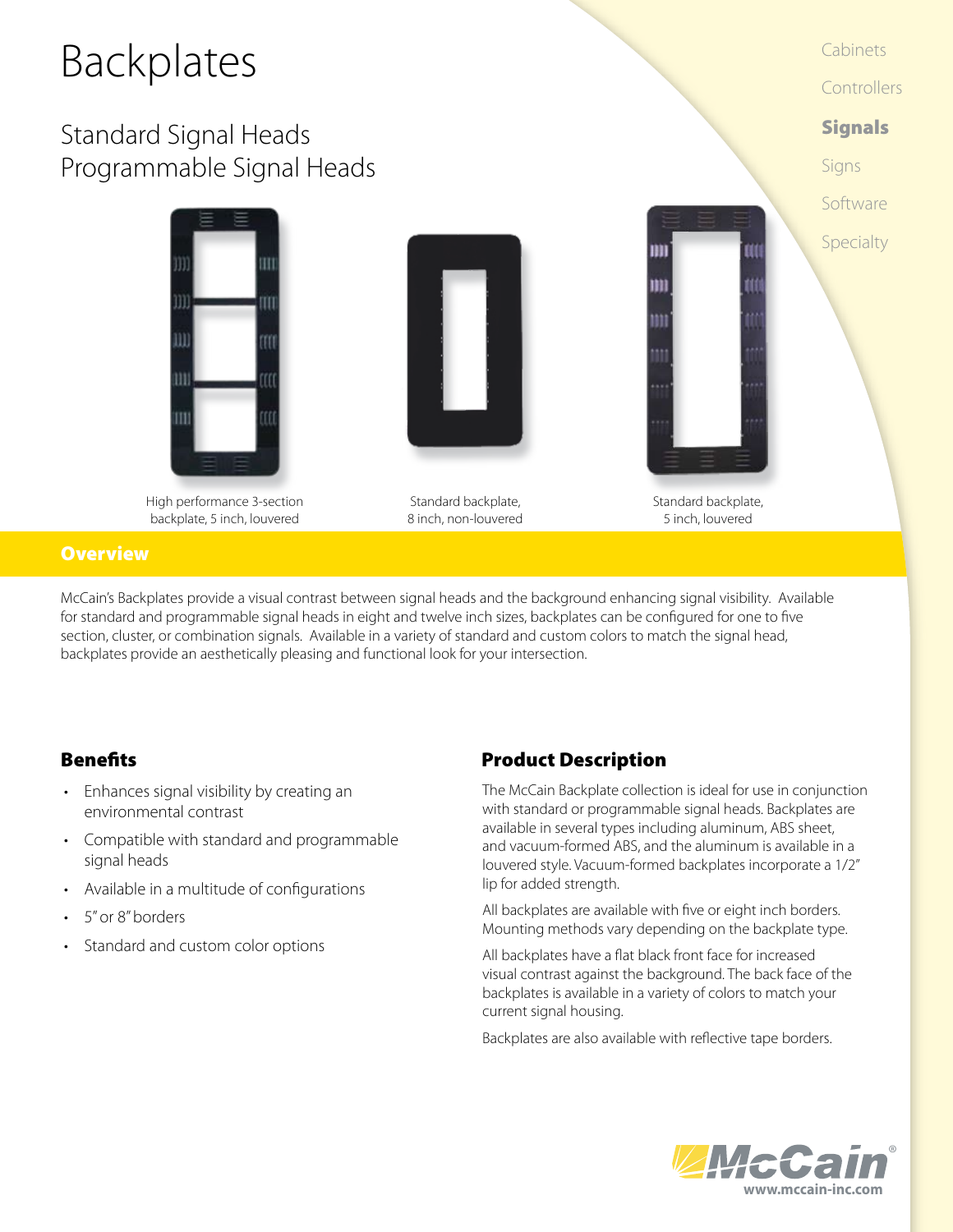# Backplates

## Standard Signal Heads
## Programmable Signal Heads

Cabinets
Controllers
**Signals**
Signs
Software
Specialty

High performance 3-section backplate, 5 inch, louvered

Standard backplate, 8 inch, non-louvered

Standard backplate, 5 inch, louvered

## Overview

McCain's Backplates provide a visual contrast between signal heads and the background enhancing signal visibility. Available for standard and programmable signal heads in eight and twelve inch sizes, backplates can be configured for one to five section, cluster, or combination signals. Available in a variety of standard and custom colors to match the signal head, backplates provide an aesthetically pleasing and functional look for your intersection.

## Benefits

- Enhances signal visibility by creating an environmental contrast
- Compatible with standard and programmable signal heads
- Available in a multitude of configurations
- 5" or 8" borders
- Standard and custom color options

## Product Description

The McCain Backplate collection is ideal for use in conjunction with standard or programmable signal heads. Backplates are available in several types including aluminum, ABS sheet, and vacuum-formed ABS, and the aluminum is available in a louvered style. Vacuum-formed backplates incorporate a 1/2" lip for added strength.

All backplates are available with five or eight inch borders. Mounting methods vary depending on the backplate type.

All backplates have a flat black front face for increased visual contrast against the background. The back face of the backplates is available in a variety of colors to match your current signal housing.

Backplates are also available with reflective tape borders.

McCain®
www.mccain-inc.com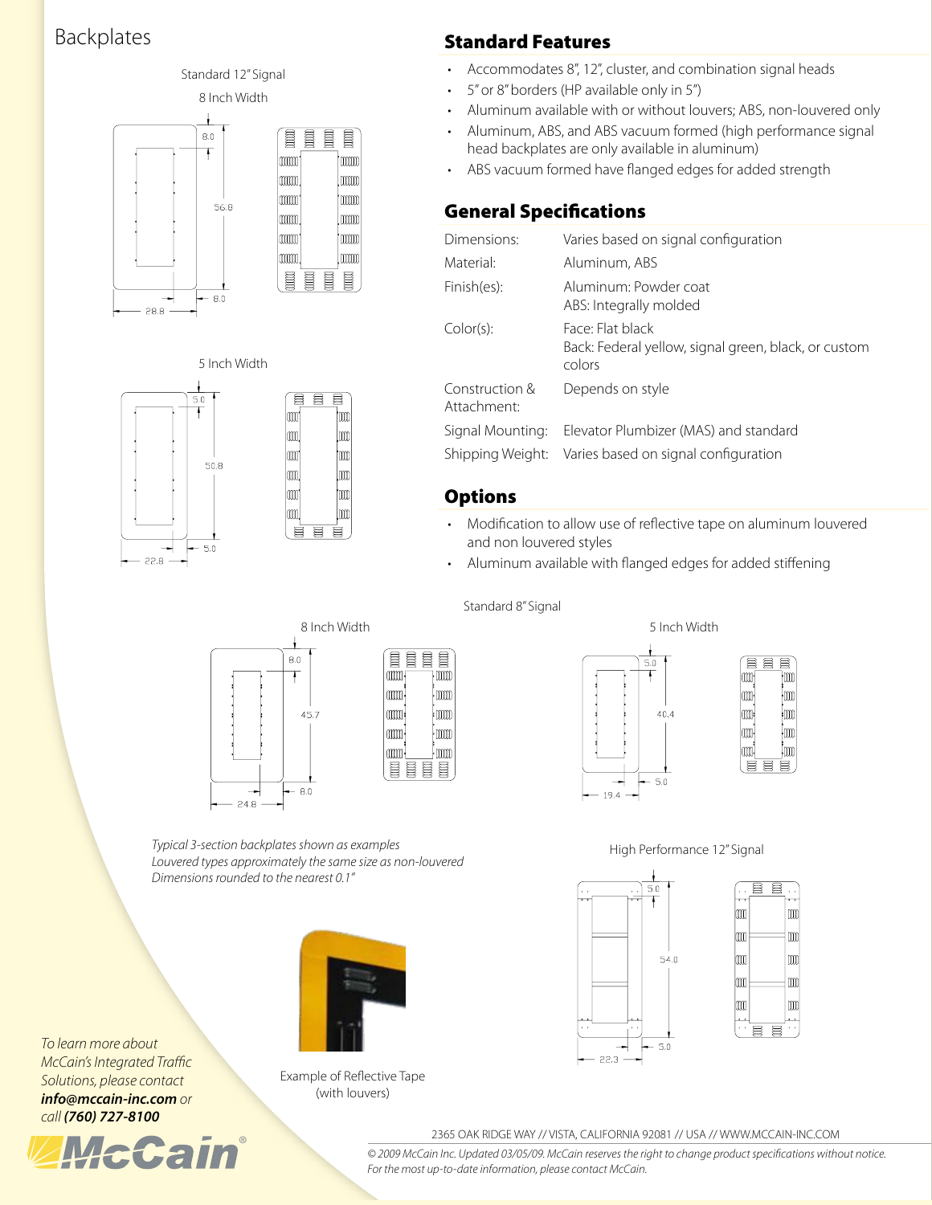# Backplates

Standard 12" Signal

8 Inch Width

8.0

56.8

8.0

28.8

5 Inch Width

5.0

50.8

5.0

22.8

## Standard Features

- Accommodates 8", 12", cluster, and combination signal heads
- 5" or 8" borders (HP available only in 5")
- Aluminum available with or without louvers; ABS, non-louvered only
- Aluminum, ABS, and ABS vacuum formed (high performance signal head backplates are only available in aluminum)
- ABS vacuum formed have flanged edges for added strength

## General Specifications

| | |
|---|---|
| Dimensions: | Varies based on signal configuration |
| Material: | Aluminum, ABS |
| Finish(es): | Aluminum: Powder coat<br>ABS: Integrally molded |
| Color(s): | Face: Flat black<br>Back: Federal yellow, signal green, black, or custom colors |
| Construction & Attachment: | Depends on style |
| Signal Mounting: | Elevator Plumbizer (MAS) and standard |
| Shipping Weight: | Varies based on signal configuration |

## Options

- Modification to allow use of reflective tape on aluminum louvered and non louvered styles
- Aluminum available with flanged edges for added stiffening

Standard 8" Signal

8 Inch Width

8.0

45.7

8.0

24.8

5 Inch Width

5.0

40.4

5.0

19.4

*Typical 3-section backplates shown as examples*
*Louvered types approximately the same size as non-louvered*
*Dimensions rounded to the nearest 0.1"*

High Performance 12" Signal

5.0

54.0

5.0

22.3

Example of Reflective Tape (with louvers)

*To learn more about McCain's Integrated Traffic Solutions, please contact* ***info@mccain-inc.com*** *or call* ***(760) 727-8100***

McCain®

2365 OAK RIDGE WAY // VISTA, CALIFORNIA 92081 // USA // WWW.MCCAIN-INC.COM

*© 2009 McCain Inc. Updated 03/05/09. McCain reserves the right to change product specifications without notice. For the most up-to-date information, please contact McCain.*